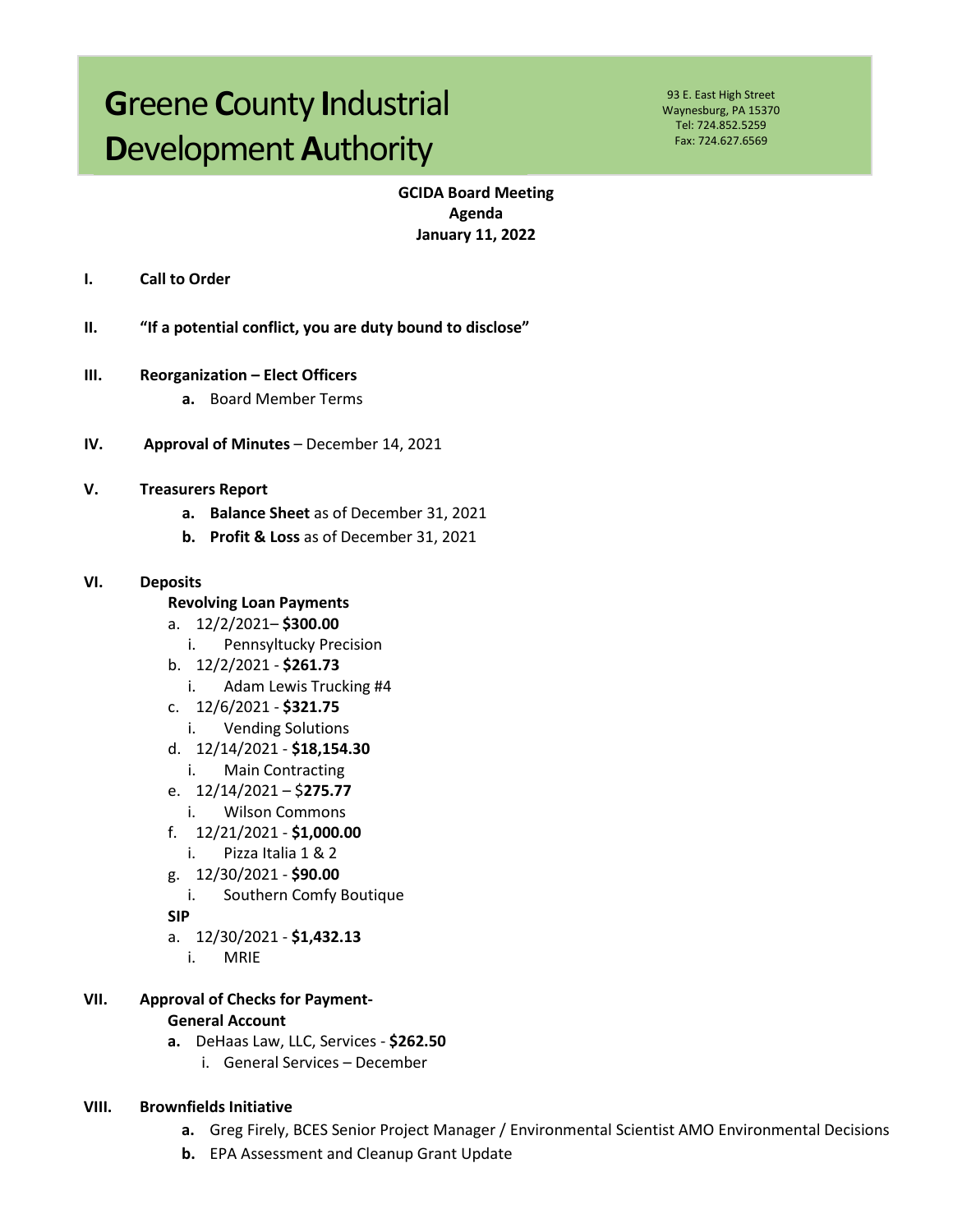# Greene County Industrial Development Authority

93 E. East High Street
Waynesburg, PA 15370
Tel: 724.852.5259
Fax: 724.627.6569

**GCIDA Board Meeting**
**Agenda**
**January 11, 2022**

**I. Call to Order**

**II. "If a potential conflict, you are duty bound to disclose"**

**III. Reorganization – Elect Officers**

- **a.** Board Member Terms

**IV. Approval of Minutes** – December 14, 2021

**V. Treasurers Report**

- **a. Balance Sheet** as of December 31, 2021
- **b. Profit & Loss** as of December 31, 2021

**VI. Deposits**

**Revolving Loan Payments**

- a. 12/2/2021– **$300.00**
  - i. Pennsyltucky Precision
- b. 12/2/2021 - **$261.73**
  - i. Adam Lewis Trucking #4
- c. 12/6/2021 - **$321.75**
  - i. Vending Solutions
- d. 12/14/2021 - **$18,154.30**
  - i. Main Contracting
- e. 12/14/2021 – $**275.77**
  - i. Wilson Commons
- f. 12/21/2021 - **$1,000.00**
  - i. Pizza Italia 1 & 2
- g. 12/30/2021 - **$90.00**
  - i. Southern Comfy Boutique

**SIP**

- a. 12/30/2021 - **$1,432.13**
  - i. MRIE

**VII. Approval of Checks for Payment-**

**General Account**

- **a.** DeHaas Law, LLC, Services - **$262.50**
  - i. General Services – December

**VIII. Brownfields Initiative**

- **a.** Greg Firely, BCES Senior Project Manager / Environmental Scientist AMO Environmental Decisions
- **b.** EPA Assessment and Cleanup Grant Update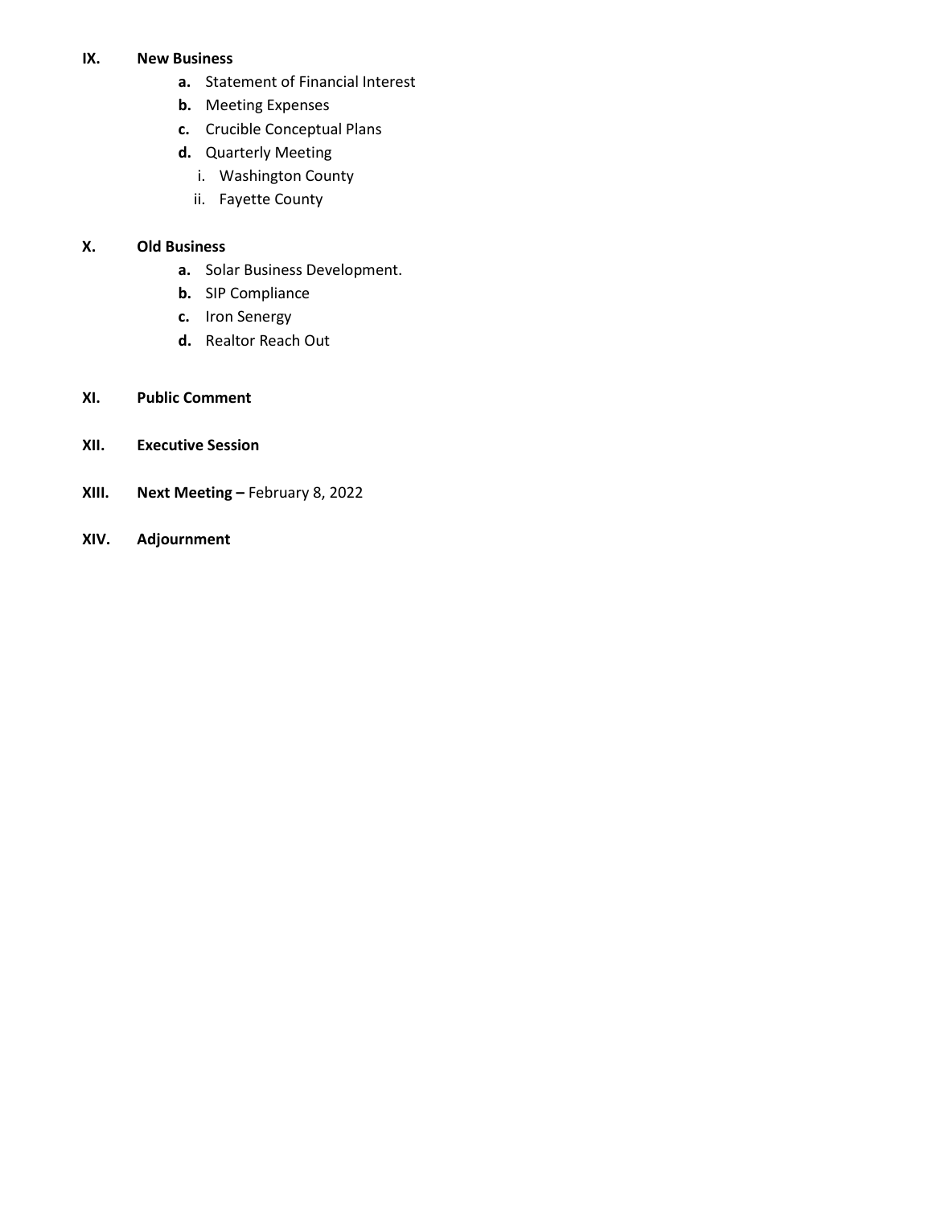**IX. New Business**

- **a.** Statement of Financial Interest
- **b.** Meeting Expenses
- **c.** Crucible Conceptual Plans
- **d.** Quarterly Meeting
  - i. Washington County
  - ii. Fayette County

**X. Old Business**

- **a.** Solar Business Development.
- **b.** SIP Compliance
- **c.** Iron Senergy
- **d.** Realtor Reach Out

**XI. Public Comment**

**XII. Executive Session**

**XIII. Next Meeting –** February 8, 2022

**XIV. Adjournment**